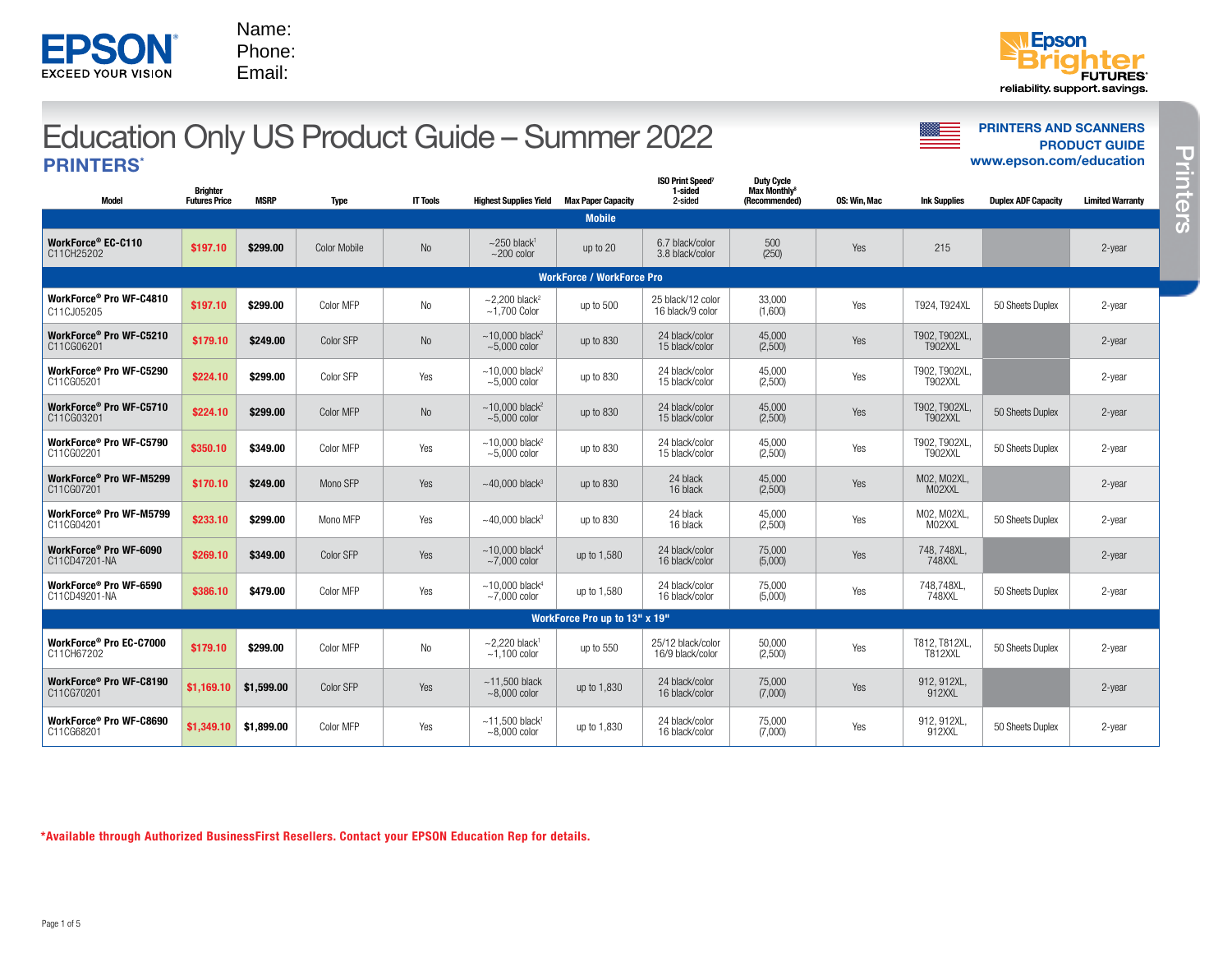EPSON
EXCEED YOUR VISION

Name:
Phone:
Email:

Epson Brighter FUTURES
reliability. support. savings.

# Education Only US Product Guide – Summer 2022

PRINTERS AND SCANNERS
PRODUCT GUIDE
www.epson.com/education

## PRINTERS*

| Model | Brighter Futures Price | MSRP | Type | IT Tools | Highest Supplies Yield | Max Paper Capacity | ISO Print Speed[7] 1-sided 2-sided | Duty Cycle Max Monthly[8] (Recommended) | OS: Win, Mac | Ink Supplies | Duplex ADF Capacity | Limited Warranty |
|---|---|---|---|---|---|---|---|---|---|---|---|---|
| **Mobile** | | | | | | | | | | | | |
| **WorkForce® EC-C110** C11CH25202 | $197.10 | $299.00 | Color Mobile | No | ~250 black[1] ~200 color | up to 20 | 6.7 black/color 3.8 black/color | 500 (250) | Yes | 215 | | 2-year |
| **WorkForce / WorkForce Pro** | | | | | | | | | | | | |
| **WorkForce® Pro WF-C4810** C11CJ05205 | $197.10 | $299.00 | Color MFP | No | ~2,200 black[2] ~1,700 Color | up to 500 | 25 black/12 color 16 black/9 color | 33,000 (1,600) | Yes | T924, T924XL | 50 Sheets Duplex | 2-year |
| **WorkForce® Pro WF-C5210** C11CG06201 | $179.10 | $249.00 | Color SFP | No | ~10,000 black[2] ~5,000 color | up to 830 | 24 black/color 15 black/color | 45,000 (2,500) | Yes | T902, T902XL, T902XXL | | 2-year |
| **WorkForce® Pro WF-C5290** C11CG05201 | $224.10 | $299.00 | Color SFP | Yes | ~10,000 black[2] ~5,000 color | up to 830 | 24 black/color 15 black/color | 45,000 (2,500) | Yes | T902, T902XL, T902XXL | | 2-year |
| **WorkForce® Pro WF-C5710** C11CG03201 | $224.10 | $299.00 | Color MFP | No | ~10,000 black[2] ~5,000 color | up to 830 | 24 black/color 15 black/color | 45,000 (2,500) | Yes | T902, T902XL, T902XXL | 50 Sheets Duplex | 2-year |
| **WorkForce® Pro WF-C5790** C11CG02201 | $350.10 | $349.00 | Color MFP | Yes | ~10,000 black[2] ~5,000 color | up to 830 | 24 black/color 15 black/color | 45,000 (2,500) | Yes | T902, T902XL, T902XXL | 50 Sheets Duplex | 2-year |
| **WorkForce® Pro WF-M5299** C11CG07201 | $170.10 | $249.00 | Mono SFP | Yes | ~40,000 black[3] | up to 830 | 24 black 16 black | 45,000 (2,500) | Yes | M02, M02XL, M02XXL | | 2-year |
| **WorkForce® Pro WF-M5799** C11CG04201 | $233.10 | $299.00 | Mono MFP | Yes | ~40,000 black[3] | up to 830 | 24 black 16 black | 45,000 (2,500) | Yes | M02, M02XL, M02XXL | 50 Sheets Duplex | 2-year |
| **WorkForce® Pro WF-6090** C11CD47201-NA | $269.10 | $349.00 | Color SFP | Yes | ~10,000 black[4] ~7,000 color | up to 1,580 | 24 black/color 16 black/color | 75,000 (5,000) | Yes | 748, 748XL, 748XXL | | 2-year |
| **WorkForce® Pro WF-6590** C11CD49201-NA | $386.10 | $479.00 | Color MFP | Yes | ~10,000 black[4] ~7,000 color | up to 1,580 | 24 black/color 16 black/color | 75,000 (5,000) | Yes | 748,748XL, 748XXL | 50 Sheets Duplex | 2-year |
| **WorkForce Pro up to 13" x 19"** | | | | | | | | | | | | |
| **WorkForce® Pro EC-C7000** C11CH67202 | $179.10 | $299.00 | Color MFP | No | ~2,220 black[1] ~1,100 color | up to 550 | 25/12 black/color 16/9 black/color | 50,000 (2,500) | Yes | T812, T812XL, T812XXL | 50 Sheets Duplex | 2-year |
| **WorkForce® Pro WF-C8190** C11CG70201 | $1,169.10 | $1,599.00 | Color SFP | Yes | ~11,500 black ~8,000 color | up to 1,830 | 24 black/color 16 black/color | 75,000 (7,000) | Yes | 912, 912XL, 912XXL | | 2-year |
| **WorkForce® Pro WF-C8690** C11CG68201 | $1,349.10 | $1,899.00 | Color MFP | Yes | ~11,500 black[1] ~8,000 color | up to 1,830 | 24 black/color 16 black/color | 75,000 (7,000) | Yes | 912, 912XL, 912XXL | 50 Sheets Duplex | 2-year |

***Available through Authorized BusinessFirst Resellers. Contact your EPSON Education Rep for details.**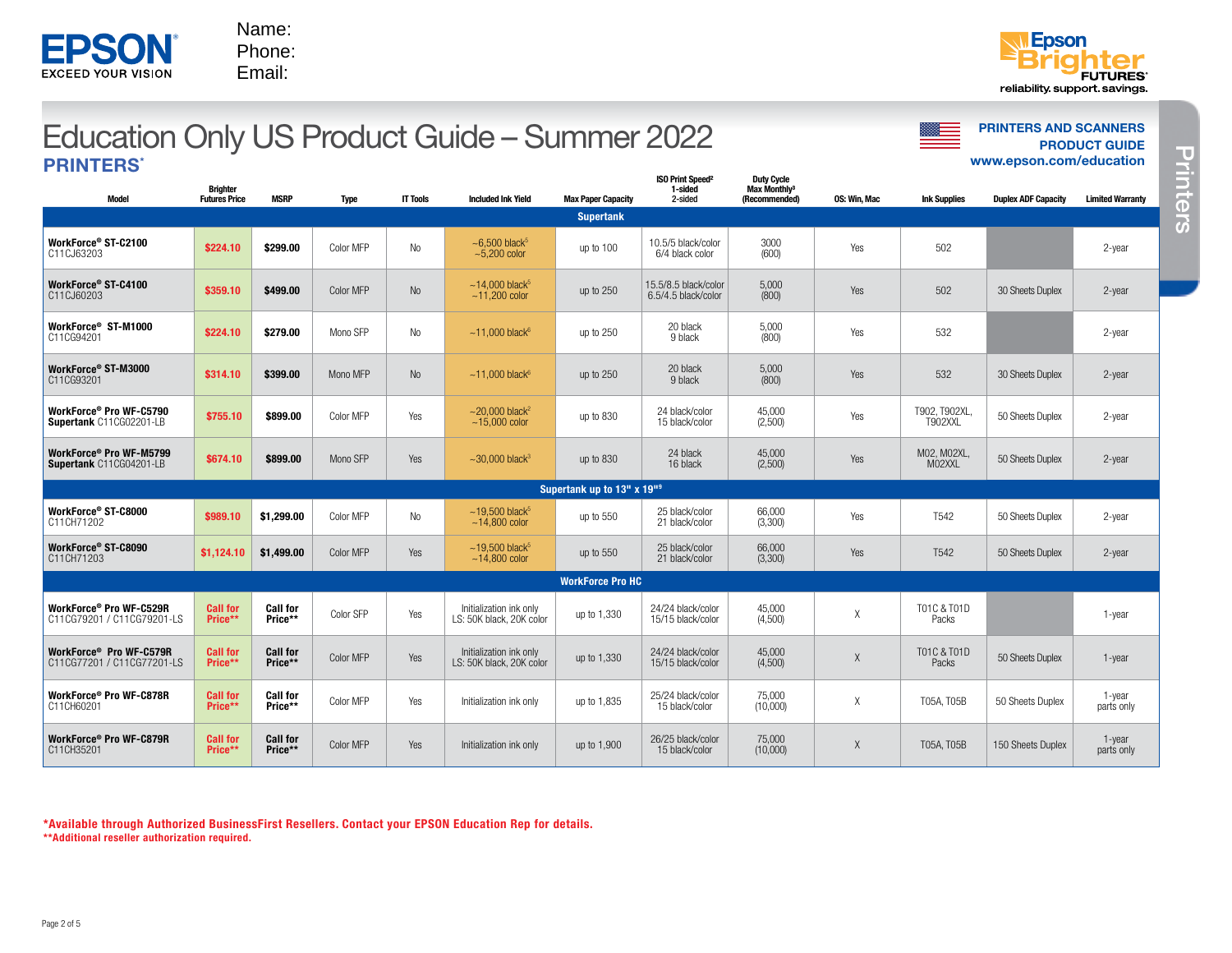EPSON EXCEED YOUR VISION

Name:
Phone:
Email:

Epson Brighter FUTURES® reliability. support. savings.

# Education Only US Product Guide – Summer 2022

**PRINTERS AND SCANNERS PRODUCT GUIDE**
**www.epson.com/education**

## PRINTERS*

| Model | Brighter Futures Price | MSRP | Type | IT Tools | Included Ink Yield | Max Paper Capacity | ISO Print Speed[2] 1-sided 2-sided | Duty Cycle Max Monthly[3] (Recommended) | OS: Win, Mac | Ink Supplies | Duplex ADF Capacity | Limited Warranty |
|---|---|---|---|---|---|---|---|---|---|---|---|---|
| **Supertank** | | | | | | | | | | | | |
| **WorkForce® ST-C2100** C11CJ63203 | $224.10 | $299.00 | Color MFP | No | ~6,500 black[5] ~5,200 color | up to 100 | 10.5/5 black/color 6/4 black color | 3000 (600) | Yes | 502 | | 2-year |
| **WorkForce® ST-C4100** C11CJ60203 | $359.10 | $499.00 | Color MFP | No | ~14,000 black[5] ~11,200 color | up to 250 | 15.5/8.5 black/color 6.5/4.5 black/color | 5,000 (800) | Yes | 502 | 30 Sheets Duplex | 2-year |
| **WorkForce® ST-M1000** C11CG94201 | $224.10 | $279.00 | Mono SFP | No | ~11,000 black[6] | up to 250 | 20 black 9 black | 5,000 (800) | Yes | 532 | | 2-year |
| **WorkForce® ST-M3000** C11CG93201 | $314.10 | $399.00 | Mono MFP | No | ~11,000 black[6] | up to 250 | 20 black 9 black | 5,000 (800) | Yes | 532 | 30 Sheets Duplex | 2-year |
| **WorkForce® Pro WF-C5790 Supertank** C11CG02201-LB | $755.10 | $899.00 | Color MFP | Yes | ~20,000 black[2] ~15,000 color | up to 830 | 24 black/color 15 black/color | 45,000 (2,500) | Yes | T902, T902XL, T902XXL | 50 Sheets Duplex | 2-year |
| **WorkForce® Pro WF-M5799 Supertank** C11CG04201-LB | $674.10 | $899.00 | Mono SFP | Yes | ~30,000 black[3] | up to 830 | 24 black 16 black | 45,000 (2,500) | Yes | M02, M02XL, M02XXL | 50 Sheets Duplex | 2-year |
| **Supertank up to 13" x 19"[9]** | | | | | | | | | | | | |
| **WorkForce® ST-C8000** C11CH71202 | $989.10 | $1,299.00 | Color MFP | No | ~19,500 black[5] ~14,800 color | up to 550 | 25 black/color 21 black/color | 66,000 (3,300) | Yes | T542 | 50 Sheets Duplex | 2-year |
| **WorkForce® ST-C8090** C11CH71203 | $1,124.10 | $1,499.00 | Color MFP | Yes | ~19,500 black[5] ~14,800 color | up to 550 | 25 black/color 21 black/color | 66,000 (3,300) | Yes | T542 | 50 Sheets Duplex | 2-year |
| **WorkForce Pro HC** | | | | | | | | | | | | |
| **WorkForce® Pro WF-C529R** C11CG79201 / C11CG79201-LS | Call for Price** | Call for Price** | Color SFP | Yes | Initialization ink only LS: 50K black, 20K color | up to 1,330 | 24/24 black/color 15/15 black/color | 45,000 (4,500) | X | T01C & T01D Packs | | 1-year |
| **WorkForce® Pro WF-C579R** C11CG77201 / C11CG77201-LS | Call for Price** | Call for Price** | Color MFP | Yes | Initialization ink only LS: 50K black, 20K color | up to 1,330 | 24/24 black/color 15/15 black/color | 45,000 (4,500) | X | T01C & T01D Packs | 50 Sheets Duplex | 1-year |
| **WorkForce® Pro WF-C878R** C11CH60201 | Call for Price** | Call for Price** | Color MFP | Yes | Initialization ink only | up to 1,835 | 25/24 black/color 15 black/color | 75,000 (10,000) | X | T05A, T05B | 50 Sheets Duplex | 1-year parts only |
| **WorkForce® Pro WF-C879R** C11CH35201 | Call for Price** | Call for Price** | Color MFP | Yes | Initialization ink only | up to 1,900 | 26/25 black/color 15 black/color | 75,000 (10,000) | X | T05A, T05B | 150 Sheets Duplex | 1-year parts only |

***Available through Authorized BusinessFirst Resellers. Contact your EPSON Education Rep for details.**
****Additional reseller authorization required.**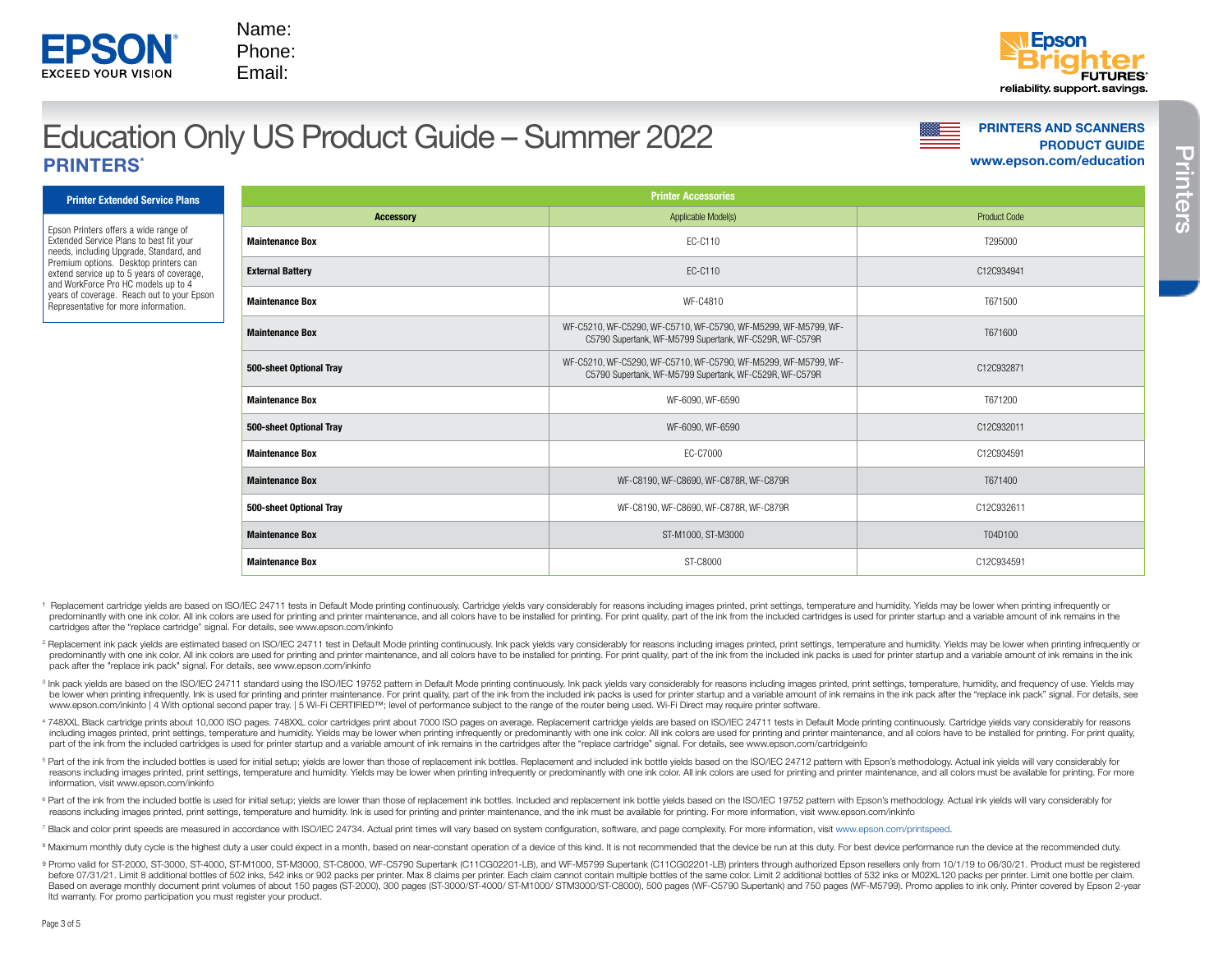Name:
Phone:
Email:

# Education Only US Product Guide – Summer 2022

## PRINTERS*

**PRINTERS AND SCANNERS PRODUCT GUIDE**
**www.epson.com/education**

### Printer Extended Service Plans

Epson Printers offers a wide range of Extended Service Plans to best fit your needs, including Upgrade, Standard, and Premium options. Desktop printers can extend service up to 5 years of coverage, and WorkForce Pro HC models up to 4 years of coverage. Reach out to your Epson Representative for more information.

### Printer Accessories

| Accessory | Applicable Model(s) | Product Code |
|---|---|---|
| **Maintenance Box** | EC-C110 | T295000 |
| **External Battery** | EC-C110 | C12C934941 |
| **Maintenance Box** | WF-C4810 | T671500 |
| **Maintenance Box** | WF-C5210, WF-C5290, WF-C5710, WF-C5790, WF-M5299, WF-M5799, WF-C5790 Supertank, WF-M5799 Supertank, WF-C529R, WF-C579R | T671600 |
| **500-sheet Optional Tray** | WF-C5210, WF-C5290, WF-C5710, WF-C5790, WF-M5299, WF-M5799, WF-C5790 Supertank, WF-M5799 Supertank, WF-C529R, WF-C579R | C12C932871 |
| **Maintenance Box** | WF-6090, WF-6590 | T671200 |
| **500-sheet Optional Tray** | WF-6090, WF-6590 | C12C932011 |
| **Maintenance Box** | EC-C7000 | C12C934591 |
| **Maintenance Box** | WF-C8190, WF-C8690, WF-C878R, WF-C879R | T671400 |
| **500-sheet Optional Tray** | WF-C8190, WF-C8690, WF-C878R, WF-C879R | C12C932611 |
| **Maintenance Box** | ST-M1000, ST-M3000 | T04D100 |
| **Maintenance Box** | ST-C8000 | C12C934591 |

[1] Replacement cartridge yields are based on ISO/IEC 24711 tests in Default Mode printing continuously. Cartridge yields vary considerably for reasons including images printed, print settings, temperature and humidity. Yields may be lower when printing infrequently or predominantly with one ink color. All ink colors are used for printing and printer maintenance, and all colors have to be installed for printing. For print quality, part of the ink from the included cartridges is used for printer startup and a variable amount of ink remains in the cartridges after the "replace cartridge" signal. For details, see www.epson.com/inkinfo

[2] Replacement ink pack yields are estimated based on ISO/IEC 24711 test in Default Mode printing continuously. Ink pack yields vary considerably for reasons including images printed, print settings, temperature and humidity. Yields may be lower when printing infrequently or predominantly with one ink color. All ink colors are used for printing and printer maintenance, and all colors have to be installed for printing. For print quality, part of the ink from the included ink packs is used for printer startup and a variable amount of ink remains in the ink pack after the "replace ink pack" signal. For details, see www.epson.com/inkinfo

[3] Ink pack yields are based on the ISO/IEC 24711 standard using the ISO/IEC 19752 pattern in Default Mode printing continuously. Ink pack yields vary considerably for reasons including images printed, print settings, temperature, humidity, and frequency of use. Yields may be lower when printing infrequently. Ink is used for printing and printer maintenance. For print quality, part of the ink from the included ink packs is used for printer startup and a variable amount of ink remains in the ink pack after the "replace ink pack" signal. For details, see www.epson.com/inkinfo | 4 With optional second paper tray. | 5 Wi-Fi CERTIFIED™; level of performance subject to the range of the router being used. Wi-Fi Direct may require printer software.

[4] 748XXL Black cartridge prints about 10,000 ISO pages. 748XXL color cartridges print about 7000 ISO pages on average. Replacement cartridge yields are based on ISO/IEC 24711 tests in Default Mode printing continuously. Cartridge yields vary considerably for reasons including images printed, print settings, temperature and humidity. Yields may be lower when printing infrequently or predominantly with one ink color. All ink colors are used for printing and printer maintenance, and all colors have to be installed for printing. For print quality, part of the ink from the included cartridges is used for printer startup and a variable amount of ink remains in the cartridges after the "replace cartridge" signal. For details, see www.epson.com/cartridgeinfo

[5] Part of the ink from the included bottles is used for initial setup; yields are lower than those of replacement ink bottles. Replacement and included ink bottle yields based on the ISO/IEC 24712 pattern with Epson's methodology. Actual ink yields will vary considerably for reasons including images printed, print settings, temperature and humidity. Yields may be lower when printing infrequently or predominantly with one ink color. All ink colors are used for printing and printer maintenance, and all colors must be available for printing. For more information, visit www.epson.com/inkinfo

[6] Part of the ink from the included bottle is used for initial setup; yields are lower than those of replacement ink bottles. Included and replacement ink bottle yields based on the ISO/IEC 19752 pattern with Epson's methodology. Actual ink yields will vary considerably for reasons including images printed, print settings, temperature and humidity. Ink is used for printing and printer maintenance, and the ink must be available for printing. For more information, visit www.epson.com/inkinfo

[7] Black and color print speeds are measured in accordance with ISO/IEC 24734. Actual print times will vary based on system configuration, software, and page complexity. For more information, visit www.epson.com/printspeed.

[8] Maximum monthly duty cycle is the highest duty a user could expect in a month, based on near-constant operation of a device of this kind. It is not recommended that the device be run at this duty. For best device performance run the device at the recommended duty.

[9] Promo valid for ST-2000, ST-3000, ST-4000, ST-M1000, ST-M3000, ST-C8000, WF-C5790 Supertank (C11CG02201-LB), and WF-M5799 Supertank (C11CG02201-LB) printers through authorized Epson resellers only from 10/1/19 to 06/30/21. Product must be registered before 07/31/21. Limit 8 additional bottles of 502 inks, 542 inks or 902 packs per printer. Max 8 claims per printer. Each claim cannot contain multiple bottles of the same color. Limit 2 additional bottles of 532 inks or M02XL120 packs per printer. Limit one bottle per claim. Based on average monthly document print volumes of about 150 pages (ST-2000), 300 pages (ST-3000/ST-4000/ ST-M1000/ STM3000/ST-C8000), 500 pages (WF-C5790 Supertank) and 750 pages (WF-M5799). Promo applies to ink only. Printer covered by Epson 2-year ltd warranty. For promo participation you must register your product.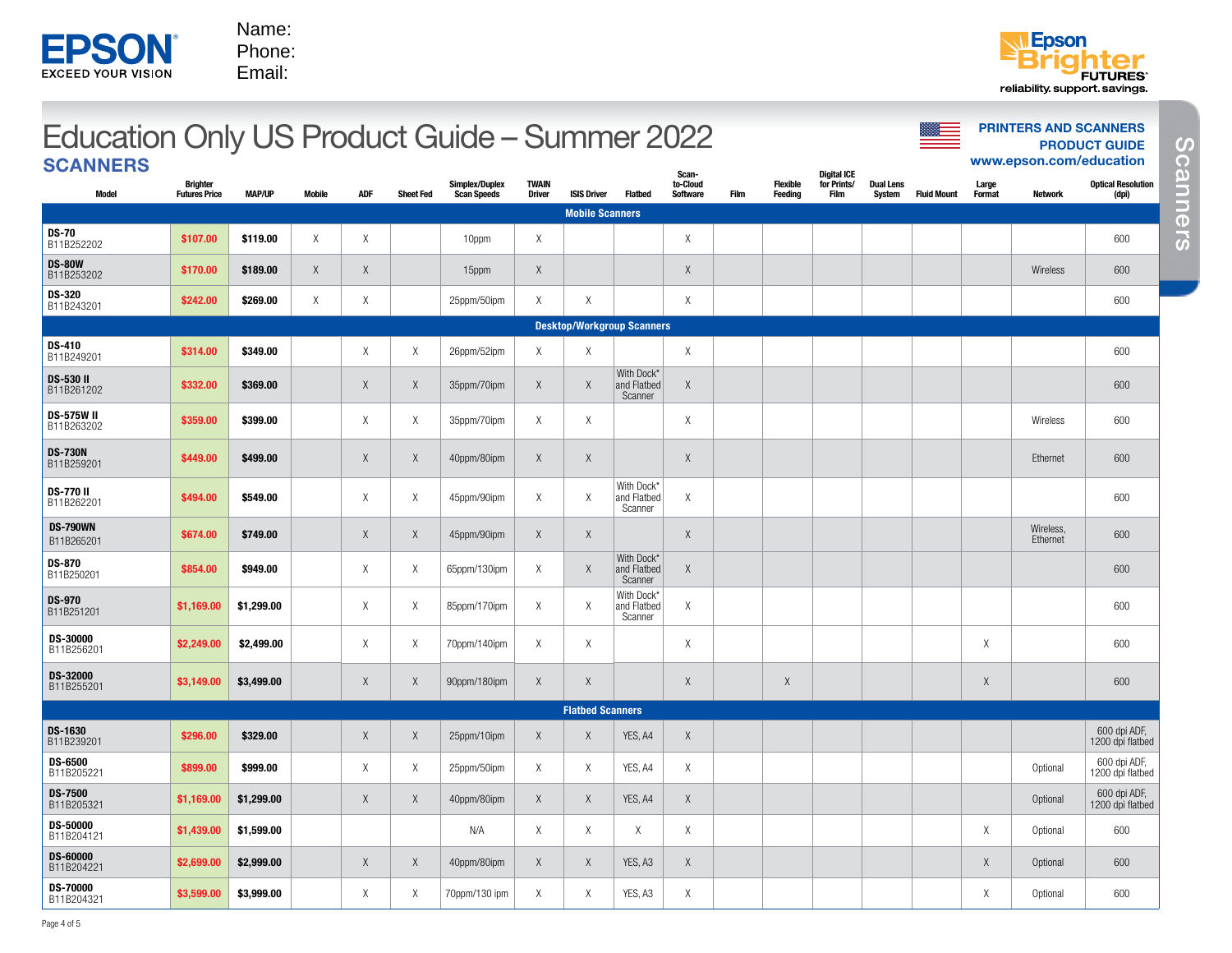Name:
Phone:
Email:

Epson Brighter FUTURES
reliability. support. savings.

# Education Only US Product Guide – Summer 2022

## SCANNERS

**PRINTERS AND SCANNERS PRODUCT GUIDE**
**www.epson.com/education**

| Model | Brighter Futures Price | MAP/UP | Mobile | ADF | Sheet Fed | Simplex/Duplex Scan Speeds | TWAIN Driver | ISIS Driver | Flatbed | Scan-to-Cloud Software | Film | Flexible Feeding | Digital ICE for Prints/Film | Dual Lens System | Fluid Mount | Large Format | Network | Optical Resolution (dpi) |
|---|---|---|---|---|---|---|---|---|---|---|---|---|---|---|---|---|---|---|
| **Mobile Scanners** | | | | | | | | | | | | | | | | | | |
| **DS-70** B11B252202 | $107.00 | $119.00 | X | X | | 10ppm | X | | | X | | | | | | | | 600 |
| **DS-80W** B11B253202 | $170.00 | $189.00 | X | X | | 15ppm | X | | | X | | | | | | | Wireless | 600 |
| **DS-320** B11B243201 | $242.00 | $269.00 | X | X | | 25ppm/50ipm | X | X | | X | | | | | | | | 600 |
| **Desktop/Workgroup Scanners** | | | | | | | | | | | | | | | | | | |
| **DS-410** B11B249201 | $314.00 | $349.00 | | X | X | 26ppm/52ipm | X | X | | X | | | | | | | | 600 |
| **DS-530 II** B11B261202 | $332.00 | $369.00 | | X | X | 35ppm/70ipm | X | X | With Dock* and Flatbed Scanner | X | | | | | | | | 600 |
| **DS-575W II** B11B263202 | $359.00 | $399.00 | | X | X | 35ppm/70ipm | X | X | | X | | | | | | | Wireless | 600 |
| **DS-730N** B11B259201 | $449.00 | $499.00 | | X | X | 40ppm/80ipm | X | X | | X | | | | | | | Ethernet | 600 |
| **DS-770 II** B11B262201 | $494.00 | $549.00 | | X | X | 45ppm/90ipm | X | X | With Dock* and Flatbed Scanner | X | | | | | | | | 600 |
| **DS-790WN** B11B265201 | $674.00 | $749.00 | | X | X | 45ppm/90ipm | X | X | | X | | | | | | | Wireless, Ethernet | 600 |
| **DS-870** B11B250201 | $854.00 | $949.00 | | X | X | 65ppm/130ipm | X | X | With Dock* and Flatbed Scanner | X | | | | | | | | 600 |
| **DS-970** B11B251201 | $1,169.00 | $1,299.00 | | X | X | 85ppm/170ipm | X | X | With Dock* and Flatbed Scanner | X | | | | | | | | 600 |
| **DS-30000** B11B256201 | $2,249.00 | $2,499.00 | | X | X | 70ppm/140ipm | X | X | | X | | | | | | X | | 600 |
| **DS-32000** B11B255201 | $3,149.00 | $3,499.00 | | X | X | 90ppm/180ipm | X | X | | X | | X | | | | X | | 600 |
| **Flatbed Scanners** | | | | | | | | | | | | | | | | | | |
| **DS-1630** B11B239201 | $296.00 | $329.00 | | X | X | 25ppm/10ipm | X | X | YES, A4 | X | | | | | | | | 600 dpi ADF, 1200 dpi flatbed |
| **DS-6500** B11B205221 | $899.00 | $999.00 | | X | X | 25ppm/50ipm | X | X | YES, A4 | X | | | | | | | Optional | 600 dpi ADF, 1200 dpi flatbed |
| **DS-7500** B11B205321 | $1,169.00 | $1,299.00 | | X | X | 40ppm/80ipm | X | X | YES, A4 | X | | | | | | | Optional | 600 dpi ADF, 1200 dpi flatbed |
| **DS-50000** B11B204121 | $1,439.00 | $1,599.00 | | | | N/A | X | X | X | X | | | | | | X | Optional | 600 |
| **DS-60000** B11B204221 | $2,699.00 | $2,999.00 | | X | X | 40ppm/80ipm | X | X | YES, A3 | X | | | | | | X | Optional | 600 |
| **DS-70000** B11B204321 | $3,599.00 | $3,999.00 | | X | X | 70ppm/130 ipm | X | X | YES, A3 | X | | | | | | X | Optional | 600 |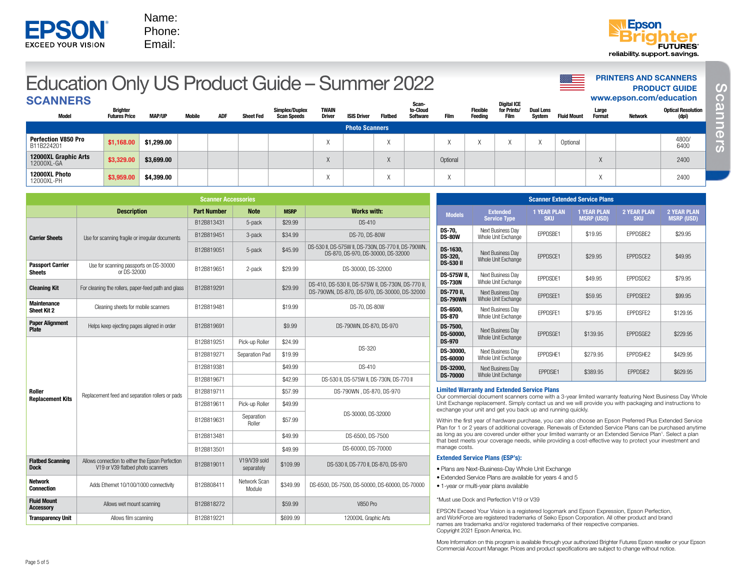EPSON EXCEED YOUR VISION

Name:
Phone:
Email:

Epson Brighter FUTURES® reliability. support. savings.

# Education Only US Product Guide – Summer 2022

## SCANNERS

PRINTERS AND SCANNERS PRODUCT GUIDE
www.epson.com/education

Scanners

| Model | Brighter Futures Price | MAP/UP | Mobile | ADF | Sheet Fed | Simplex/Duplex Scan Speeds | TWAIN Driver | ISIS Driver | Flatbed | Scan-to-Cloud Software | Film | Flexible Feeding | Digital ICE for Prints/ Film | Dual Lens System | Fluid Mount | Large Format | Network | Optical Resolution (dpi) |
|---|---|---|---|---|---|---|---|---|---|---|---|---|---|---|---|---|---|---|
| **Photo Scanners** | | | | | | | | | | | | | | | | | | |
| **Perfection V850 Pro** B11B224201 | $1,168.00 | $1,299.00 | | | | | X | | X | | X | X | X | X | Optional | | | 4800/ 6400 |
| **12000XL Graphic Arts** 12000XL-GA | $3,329.00 | $3,699.00 | | | | | X | | X | | Optional | | | | | X | | 2400 |
| **12000XL Photo** 12000XL-PH | $3,959.00 | $4,399.00 | | | | | X | | X | | X | | | | | X | | 2400 |

### Scanner Accessories

| | Description | Part Number | Note | MSRP | Works with: |
|---|---|---|---|---|---|
| **Carrier Sheets** | Use for scanning fragile or irregular documents | B12B813431 | 5-pack | $29.99 | DS-410 |
| | | B12B819451 | 3-pack | $34.99 | DS-70, DS-80W |
| | | B12B819051 | 5-pack | $45.99 | DS-530 II, DS-575W II, DS-730N, DS-770 II, DS-790WN, DS-870, DS-970, DS-30000, DS-32000 |
| **Passport Carrier Sheets** | Use for scanning passports on DS-30000 or DS-32000 | B12B819651 | 2-pack | $29.99 | DS-30000, DS-32000 |
| **Cleaning Kit** | For cleaning the rollers, paper-feed path and glass | B12B819291 | | $29.99 | DS-410, DS-530 II, DS-575W II, DS-730N, DS-770 II, DS-790WN, DS-870, DS-970, DS-30000, DS-32000 |
| **Maintenance Sheet Kit 2** | Cleaning sheets for mobile scanners | B12B819481 | | $19.99 | DS-70, DS-80W |
| **Paper Alignment Plate** | Helps keep ejecting pages aligned in order | B12B819691 | | $9.99 | DS-790WN, DS-870, DS-970 |
| **Roller Replacement Kits** | Replacement feed and separation rollers or pads | B12B819251 | Pick-up Roller | $24.99 | DS-320 |
| | | B12B819271 | Separation Pad | $19.99 | DS-320 |
| | | B12B819381 | | $49.99 | DS-410 |
| | | B12B819671 | | $42.99 | DS-530 II, DS-575W II, DS-730N, DS-770 II |
| | | B12B819711 | | $57.99 | DS-790WN , DS-870, DS-970 |
| | | B12B819611 | Pick-up Roller | $49.99 | DS-30000, DS-32000 |
| | | B12B819631 | Separation Roller | $57.99 | DS-30000, DS-32000 |
| | | B12B813481 | | $49.99 | DS-6500, DS-7500 |
| | | B12B813501 | | $49.99 | DS-60000, DS-70000 |
| **Flatbed Scanning Dock** | Allows connection to either the Epson Perfection V19 or V39 flatbed photo scanners | B12B819011 | V19/V39 sold separately | $109.99 | DS-530 II, DS-770 II, DS-870, DS-970 |
| **Network Connection** | Adds Ethernet 10/100/1000 connectivity | B12B808411 | Network Scan Module | $349.99 | DS-6500, DS-7500, DS-50000, DS-60000, DS-70000 |
| **Fluid Mount Accessory** | Allows wet mount scanning | B12B818272 | | $59.99 | V850 Pro |
| **Transparency Unit** | Allows film scanning | B12B819221 | | $699.99 | 12000XL Graphic Arts |

### Scanner Extended Service Plans

| Models | Extended Service Type | 1 YEAR PLAN SKU | 1 YEAR PLAN MSRP (USD) | 2 YEAR PLAN SKU | 2 YEAR PLAN MSRP (USD) |
|---|---|---|---|---|---|
| **DS-70, DS-80W** | Next Business Day Whole Unit Exchange | EPPDSBE1 | $19.95 | EPPDSBE2 | $29.95 |
| **DS-1630, DS-320, DS-530 II** | Next Business Day Whole Unit Exchange | EPPDSCE1 | $29.95 | EPPDSCE2 | $49.95 |
| **DS-575W II, DS-730N** | Next Business Day Whole Unit Exchange | EPPDSDE1 | $49.95 | EPPDSDE2 | $79.95 |
| **DS-770 II, DS-790WN** | Next Business Day Whole Unit Exchange | EPPDSEE1 | $59.95 | EPPDSEE2 | $99.95 |
| **DS-6500, DS-870** | Next Business Day Whole Unit Exchange | EPPDSFE1 | $79.95 | EPPDSFE2 | $129.95 |
| **DS-7500, DS-50000, DS-970** | Next Business Day Whole Unit Exchange | EPPDSGE1 | $139.95 | EPPDSGE2 | $229.95 |
| **DS-30000, DS-60000** | Next Business Day Whole Unit Exchange | EPPDSHE1 | $279.95 | EPPDSHE2 | $429.95 |
| **DS-32000, DS-70000** | Next Business Day Whole Unit Exchange | EPPDSIE1 | $389.95 | EPPDSIE2 | $629.95 |

### Limited Warranty and Extended Service Plans

Our commercial document scanners come with a 3-year limited warranty featuring Next Business Day Whole Unit Exchange replacement. Simply contact us and we will provide you with packaging and instructions to exchange your unit and get you back up and running quickly.

Within the first year of hardware purchase, you can also choose an Epson Preferred Plus Extended Service Plan for 1 or 2 years of additional coverage. Renewals of Extended Service Plans can be purchased anytime as long as you are covered under either your limited warranty or an Extended Service Plan[1]. Select a plan that best meets your coverage needs, while providing a cost-effective way to protect your investment and manage costs.

### Extended Service Plans (ESP's):

- Plans are Next-Business-Day Whole Unit Exchange
- Extended Service Plans are available for years 4 and 5
- 1-year or multi-year plans available

*Must use Dock and Perfection V19 or V39

EPSON Exceed Your Vision is a registered logomark and Epson Expression, Epson Perfection, and WorkForce are registered trademarks of Seiko Epson Corporation. All other product and brand names are trademarks and/or registered trademarks of their respective companies. Copyright 2021 Epson America, Inc.

More Information on this program is available through your authorized Brighter Futures Epson reseller or your Epson Commercial Account Manager. Prices and product specifications are subject to change without notice.